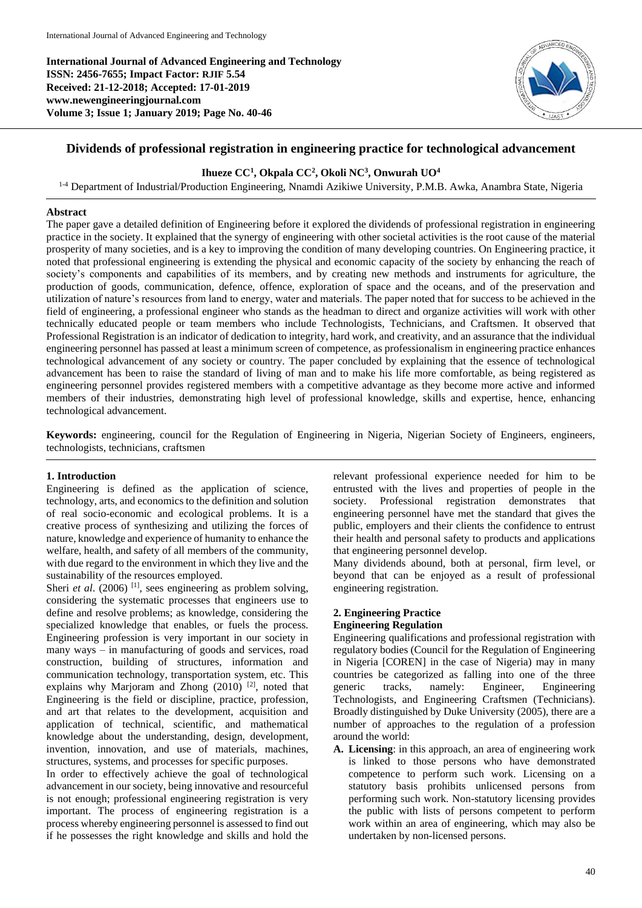**International Journal of Advanced Engineering and Technology**
**ISSN: 2456-7655; Impact Factor: RJIF 5.54**
**Received: 21-12-2018; Accepted: 17-01-2019**
**www.newengineeringjournal.com**
**Volume 3; Issue 1; January 2019; Page No. 40-46**

# Dividends of professional registration in engineering practice for technological advancement

**Ihueze CC[1], Okpala CC[2], Okoli NC[3], Onwurah UO[4]**

[1-4] Department of Industrial/Production Engineering, Nnamdi Azikiwe University, P.M.B. Awka, Anambra State, Nigeria

## Abstract

The paper gave a detailed definition of Engineering before it explored the dividends of professional registration in engineering practice in the society. It explained that the synergy of engineering with other societal activities is the root cause of the material prosperity of many societies, and is a key to improving the condition of many developing countries. On Engineering practice, it noted that professional engineering is extending the physical and economic capacity of the society by enhancing the reach of society's components and capabilities of its members, and by creating new methods and instruments for agriculture, the production of goods, communication, defence, offence, exploration of space and the oceans, and of the preservation and utilization of nature's resources from land to energy, water and materials. The paper noted that for success to be achieved in the field of engineering, a professional engineer who stands as the headman to direct and organize activities will work with other technically educated people or team members who include Technologists, Technicians, and Craftsmen. It observed that Professional Registration is an indicator of dedication to integrity, hard work, and creativity, and an assurance that the individual engineering personnel has passed at least a minimum screen of competence, as professionalism in engineering practice enhances technological advancement of any society or country. The paper concluded by explaining that the essence of technological advancement has been to raise the standard of living of man and to make his life more comfortable, as being registered as engineering personnel provides registered members with a competitive advantage as they become more active and informed members of their industries, demonstrating high level of professional knowledge, skills and expertise, hence, enhancing technological advancement.

**Keywords:** engineering, council for the Regulation of Engineering in Nigeria, Nigerian Society of Engineers, engineers, technologists, technicians, craftsmen

## 1. Introduction

Engineering is defined as the application of science, technology, arts, and economics to the definition and solution of real socio-economic and ecological problems. It is a creative process of synthesizing and utilizing the forces of nature, knowledge and experience of humanity to enhance the welfare, health, and safety of all members of the community, with due regard to the environment in which they live and the sustainability of the resources employed.

Sheri *et al*. (2006) [1], sees engineering as problem solving, considering the systematic processes that engineers use to define and resolve problems; as knowledge, considering the specialized knowledge that enables, or fuels the process. Engineering profession is very important in our society in many ways – in manufacturing of goods and services, road construction, building of structures, information and communication technology, transportation system, etc. This explains why Marjoram and Zhong (2010) [2], noted that Engineering is the field or discipline, practice, profession, and art that relates to the development, acquisition and application of technical, scientific, and mathematical knowledge about the understanding, design, development, invention, innovation, and use of materials, machines, structures, systems, and processes for specific purposes.

In order to effectively achieve the goal of technological advancement in our society, being innovative and resourceful is not enough; professional engineering registration is very important. The process of engineering registration is a process whereby engineering personnel is assessed to find out if he possesses the right knowledge and skills and hold the relevant professional experience needed for him to be entrusted with the lives and properties of people in the society. Professional registration demonstrates that engineering personnel have met the standard that gives the public, employers and their clients the confidence to entrust their health and personal safety to products and applications that engineering personnel develop.

Many dividends abound, both at personal, firm level, or beyond that can be enjoyed as a result of professional engineering registration.

## 2. Engineering Practice

### Engineering Regulation

Engineering qualifications and professional registration with regulatory bodies (Council for the Regulation of Engineering in Nigeria [COREN] in the case of Nigeria) may in many countries be categorized as falling into one of the three generic tracks, namely: Engineer, Engineering Technologists, and Engineering Craftsmen (Technicians). Broadly distinguished by Duke University (2005), there are a number of approaches to the regulation of a profession around the world:

**A. Licensing**: in this approach, an area of engineering work is linked to those persons who have demonstrated competence to perform such work. Licensing on a statutory basis prohibits unlicensed persons from performing such work. Non-statutory licensing provides the public with lists of persons competent to perform work within an area of engineering, which may also be undertaken by non-licensed persons.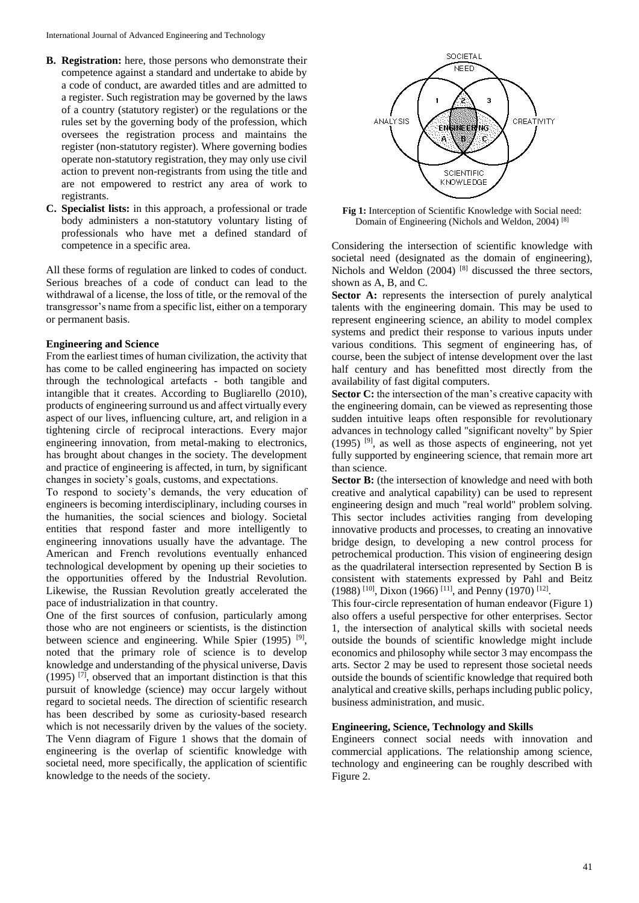- **B. Registration:** here, those persons who demonstrate their competence against a standard and undertake to abide by a code of conduct, are awarded titles and are admitted to a register. Such registration may be governed by the laws of a country (statutory register) or the regulations or the rules set by the governing body of the profession, which oversees the registration process and maintains the register (non-statutory register). Where governing bodies operate non-statutory registration, they may only use civil action to prevent non-registrants from using the title and are not empowered to restrict any area of work to registrants.
- **C. Specialist lists:** in this approach, a professional or trade body administers a non-statutory voluntary listing of professionals who have met a defined standard of competence in a specific area.

All these forms of regulation are linked to codes of conduct. Serious breaches of a code of conduct can lead to the withdrawal of a license, the loss of title, or the removal of the transgressor's name from a specific list, either on a temporary or permanent basis.

### Engineering and Science

From the earliest times of human civilization, the activity that has come to be called engineering has impacted on society through the technological artefacts - both tangible and intangible that it creates. According to Bugliarello (2010), products of engineering surround us and affect virtually every aspect of our lives, influencing culture, art, and religion in a tightening circle of reciprocal interactions. Every major engineering innovation, from metal-making to electronics, has brought about changes in the society. The development and practice of engineering is affected, in turn, by significant changes in society's goals, customs, and expectations.

To respond to society's demands, the very education of engineers is becoming interdisciplinary, including courses in the humanities, the social sciences and biology. Societal entities that respond faster and more intelligently to engineering innovations usually have the advantage. The American and French revolutions eventually enhanced technological development by opening up their societies to the opportunities offered by the Industrial Revolution. Likewise, the Russian Revolution greatly accelerated the pace of industrialization in that country.

One of the first sources of confusion, particularly among those who are not engineers or scientists, is the distinction between science and engineering. While Spier (1995) [9], noted that the primary role of science is to develop knowledge and understanding of the physical universe, Davis (1995) [7], observed that an important distinction is that this pursuit of knowledge (science) may occur largely without regard to societal needs. The direction of scientific research has been described by some as curiosity-based research which is not necessarily driven by the values of the society. The Venn diagram of Figure 1 shows that the domain of engineering is the overlap of scientific knowledge with societal need, more specifically, the application of scientific knowledge to the needs of the society.

**Fig 1:** Interception of Scientific Knowledge with Social need: Domain of Engineering (Nichols and Weldon, 2004) [8]

Considering the intersection of scientific knowledge with societal need (designated as the domain of engineering), Nichols and Weldon (2004) [8] discussed the three sectors, shown as A, B, and C.

**Sector A:** represents the intersection of purely analytical talents with the engineering domain. This may be used to represent engineering science, an ability to model complex systems and predict their response to various inputs under various conditions. This segment of engineering has, of course, been the subject of intense development over the last half century and has benefitted most directly from the availability of fast digital computers.

**Sector C:** the intersection of the man's creative capacity with the engineering domain, can be viewed as representing those sudden intuitive leaps often responsible for revolutionary advances in technology called "significant novelty" by Spier (1995) [9], as well as those aspects of engineering, not yet fully supported by engineering science, that remain more art than science.

**Sector B:** (the intersection of knowledge and need with both creative and analytical capability) can be used to represent engineering design and much "real world" problem solving. This sector includes activities ranging from developing innovative products and processes, to creating an innovative bridge design, to developing a new control process for petrochemical production. This vision of engineering design as the quadrilateral intersection represented by Section B is consistent with statements expressed by Pahl and Beitz (1988) [10], Dixon (1966) [11], and Penny (1970) [12].

This four-circle representation of human endeavor (Figure 1) also offers a useful perspective for other enterprises. Sector 1, the intersection of analytical skills with societal needs outside the bounds of scientific knowledge might include economics and philosophy while sector 3 may encompass the arts. Sector 2 may be used to represent those societal needs outside the bounds of scientific knowledge that required both analytical and creative skills, perhaps including public policy, business administration, and music.

### Engineering, Science, Technology and Skills

Engineers connect social needs with innovation and commercial applications. The relationship among science, technology and engineering can be roughly described with Figure 2.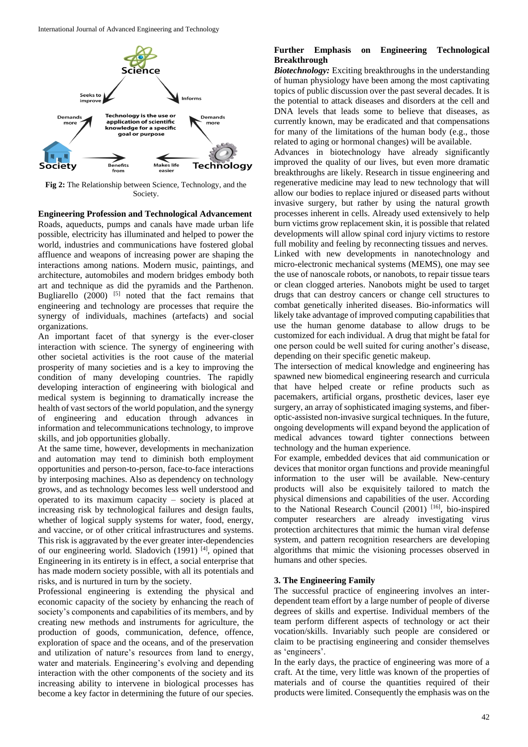Science

Seeks to improve

Informs

Demands more

Technology is the use or application of scientific knowledge for a specific goal or purpose

Demands more

Society

Benefits from

Makes life easier

Technology

**Fig 2:** The Relationship between Science, Technology, and the Society.

**Engineering Profession and Technological Advancement**

Roads, aqueducts, pumps and canals have made urban life possible, electricity has illuminated and helped to power the world, industries and communications have fostered global affluence and weapons of increasing power are shaping the interactions among nations. Modern music, paintings, and architecture, automobiles and modern bridges embody both art and technique as did the pyramids and the Parthenon. Bugliarello (2000) [5] noted that the fact remains that engineering and technology are processes that require the synergy of individuals, machines (artefacts) and social organizations.

An important facet of that synergy is the ever-closer interaction with science. The synergy of engineering with other societal activities is the root cause of the material prosperity of many societies and is a key to improving the condition of many developing countries. The rapidly developing interaction of engineering with biological and medical system is beginning to dramatically increase the health of vast sectors of the world population, and the synergy of engineering and education through advances in information and telecommunications technology, to improve skills, and job opportunities globally.

At the same time, however, developments in mechanization and automation may tend to diminish both employment opportunities and person-to-person, face-to-face interactions by interposing machines. Also as dependency on technology grows, and as technology becomes less well understood and operated to its maximum capacity – society is placed at increasing risk by technological failures and design faults, whether of logical supply systems for water, food, energy, and vaccine, or of other critical infrastructures and systems. This risk is aggravated by the ever greater inter-dependencies of our engineering world. Sladovich (1991) [4], opined that Engineering in its entirety is in effect, a social enterprise that has made modern society possible, with all its potentials and risks, and is nurtured in turn by the society.

Professional engineering is extending the physical and economic capacity of the society by enhancing the reach of society's components and capabilities of its members, and by creating new methods and instruments for agriculture, the production of goods, communication, defence, offence, exploration of space and the oceans, and of the preservation and utilization of nature's resources from land to energy, water and materials. Engineering's evolving and depending interaction with the other components of the society and its increasing ability to intervene in biological processes has become a key factor in determining the future of our species.

**Further Emphasis on Engineering Technological Breakthrough**

***Biotechnology:*** Exciting breakthroughs in the understanding of human physiology have been among the most captivating topics of public discussion over the past several decades. It is the potential to attack diseases and disorders at the cell and DNA levels that leads some to believe that diseases, as currently known, may be eradicated and that compensations for many of the limitations of the human body (e.g., those related to aging or hormonal changes) will be available.

Advances in biotechnology have already significantly improved the quality of our lives, but even more dramatic breakthroughs are likely. Research in tissue engineering and regenerative medicine may lead to new technology that will allow our bodies to replace injured or diseased parts without invasive surgery, but rather by using the natural growth processes inherent in cells. Already used extensively to help burn victims grow replacement skin, it is possible that related developments will allow spinal cord injury victims to restore full mobility and feeling by reconnecting tissues and nerves.

Linked with new developments in nanotechnology and micro-electronic mechanical systems (MEMS), one may see the use of nanoscale robots, or nanobots, to repair tissue tears or clean clogged arteries. Nanobots might be used to target drugs that can destroy cancers or change cell structures to combat genetically inherited diseases. Bio-informatics will likely take advantage of improved computing capabilities that use the human genome database to allow drugs to be customized for each individual. A drug that might be fatal for one person could be well suited for curing another's disease, depending on their specific genetic makeup.

The intersection of medical knowledge and engineering has spawned new biomedical engineering research and curricula that have helped create or refine products such as pacemakers, artificial organs, prosthetic devices, laser eye surgery, an array of sophisticated imaging systems, and fiber-optic-assisted non-invasive surgical techniques. In the future, ongoing developments will expand beyond the application of medical advances toward tighter connections between technology and the human experience.

For example, embedded devices that aid communication or devices that monitor organ functions and provide meaningful information to the user will be available. New-century products will also be exquisitely tailored to match the physical dimensions and capabilities of the user. According to the National Research Council (2001) [16], bio-inspired computer researchers are already investigating virus protection architectures that mimic the human viral defense system, and pattern recognition researchers are developing algorithms that mimic the visioning processes observed in humans and other species.

## 3. The Engineering Family

The successful practice of engineering involves an inter-dependent team effort by a large number of people of diverse degrees of skills and expertise. Individual members of the team perform different aspects of technology or act their vocation/skills. Invariably such people are considered or claim to be practising engineering and consider themselves as 'engineers'.

In the early days, the practice of engineering was more of a craft. At the time, very little was known of the properties of materials and of course the quantities required of their products were limited. Consequently the emphasis was on the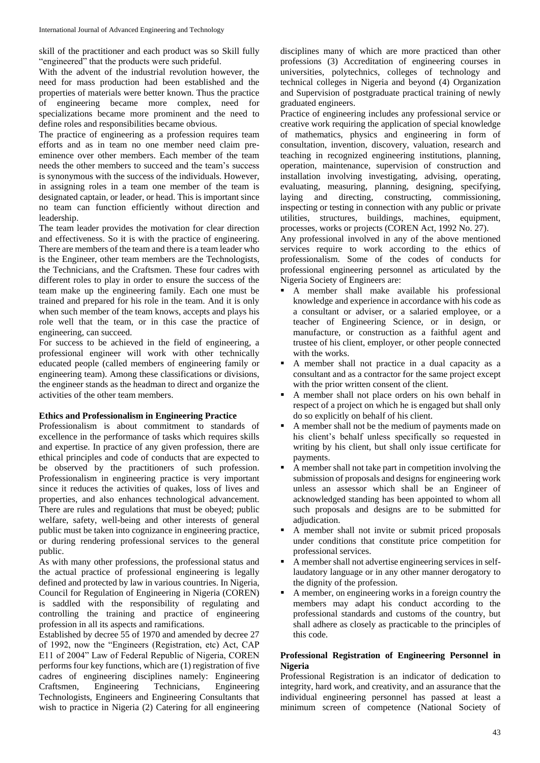skill of the practitioner and each product was so Skill fully "engineered" that the products were such prideful.

With the advent of the industrial revolution however, the need for mass production had been established and the properties of materials were better known. Thus the practice of engineering became more complex, need for specializations became more prominent and the need to define roles and responsibilities became obvious.

The practice of engineering as a profession requires team efforts and as in team no one member need claim pre-eminence over other members. Each member of the team needs the other members to succeed and the team's success is synonymous with the success of the individuals. However, in assigning roles in a team one member of the team is designated captain, or leader, or head. This is important since no team can function efficiently without direction and leadership.

The team leader provides the motivation for clear direction and effectiveness. So it is with the practice of engineering. There are members of the team and there is a team leader who is the Engineer, other team members are the Technologists, the Technicians, and the Craftsmen. These four cadres with different roles to play in order to ensure the success of the team make up the engineering family. Each one must be trained and prepared for his role in the team. And it is only when such member of the team knows, accepts and plays his role well that the team, or in this case the practice of engineering, can succeed.

For success to be achieved in the field of engineering, a professional engineer will work with other technically educated people (called members of engineering family or engineering team). Among these classifications or divisions, the engineer stands as the headman to direct and organize the activities of the other team members.

**Ethics and Professionalism in Engineering Practice**

Professionalism is about commitment to standards of excellence in the performance of tasks which requires skills and expertise. In practice of any given profession, there are ethical principles and code of conducts that are expected to be observed by the practitioners of such profession. Professionalism in engineering practice is very important since it reduces the activities of quakes, loss of lives and properties, and also enhances technological advancement. There are rules and regulations that must be obeyed; public welfare, safety, well-being and other interests of general public must be taken into cognizance in engineering practice, or during rendering professional services to the general public.

As with many other professions, the professional status and the actual practice of professional engineering is legally defined and protected by law in various countries. In Nigeria, Council for Regulation of Engineering in Nigeria (COREN) is saddled with the responsibility of regulating and controlling the training and practice of engineering profession in all its aspects and ramifications.

Established by decree 55 of 1970 and amended by decree 27 of 1992, now the "Engineers (Registration, etc) Act, CAP E11 of 2004" Law of Federal Republic of Nigeria, COREN performs four key functions, which are (1) registration of five cadres of engineering disciplines namely: Engineering Craftsmen, Engineering Technicians, Engineering Technologists, Engineers and Engineering Consultants that wish to practice in Nigeria (2) Catering for all engineering disciplines many of which are more practiced than other professions (3) Accreditation of engineering courses in universities, polytechnics, colleges of technology and technical colleges in Nigeria and beyond (4) Organization and Supervision of postgraduate practical training of newly graduated engineers.

Practice of engineering includes any professional service or creative work requiring the application of special knowledge of mathematics, physics and engineering in form of consultation, invention, discovery, valuation, research and teaching in recognized engineering institutions, planning, operation, maintenance, supervision of construction and installation involving investigating, advising, operating, evaluating, measuring, planning, designing, specifying, laying and directing, constructing, commissioning, inspecting or testing in connection with any public or private utilities, structures, buildings, machines, equipment, processes, works or projects (COREN Act, 1992 No. 27).

Any professional involved in any of the above mentioned services require to work according to the ethics of professionalism. Some of the codes of conducts for professional engineering personnel as articulated by the Nigeria Society of Engineers are:

- A member shall make available his professional knowledge and experience in accordance with his code as a consultant or adviser, or a salaried employee, or a teacher of Engineering Science, or in design, or manufacture, or construction as a faithful agent and trustee of his client, employer, or other people connected with the works.
- A member shall not practice in a dual capacity as a consultant and as a contractor for the same project except with the prior written consent of the client.
- A member shall not place orders on his own behalf in respect of a project on which he is engaged but shall only do so explicitly on behalf of his client.
- A member shall not be the medium of payments made on his client's behalf unless specifically so requested in writing by his client, but shall only issue certificate for payments.
- A member shall not take part in competition involving the submission of proposals and designs for engineering work unless an assessor which shall be an Engineer of acknowledged standing has been appointed to whom all such proposals and designs are to be submitted for adjudication.
- A member shall not invite or submit priced proposals under conditions that constitute price competition for professional services.
- A member shall not advertise engineering services in self-laudatory language or in any other manner derogatory to the dignity of the profession.
- A member, on engineering works in a foreign country the members may adapt his conduct according to the professional standards and customs of the country, but shall adhere as closely as practicable to the principles of this code.

**Professional Registration of Engineering Personnel in Nigeria**

Professional Registration is an indicator of dedication to integrity, hard work, and creativity, and an assurance that the individual engineering personnel has passed at least a minimum screen of competence (National Society of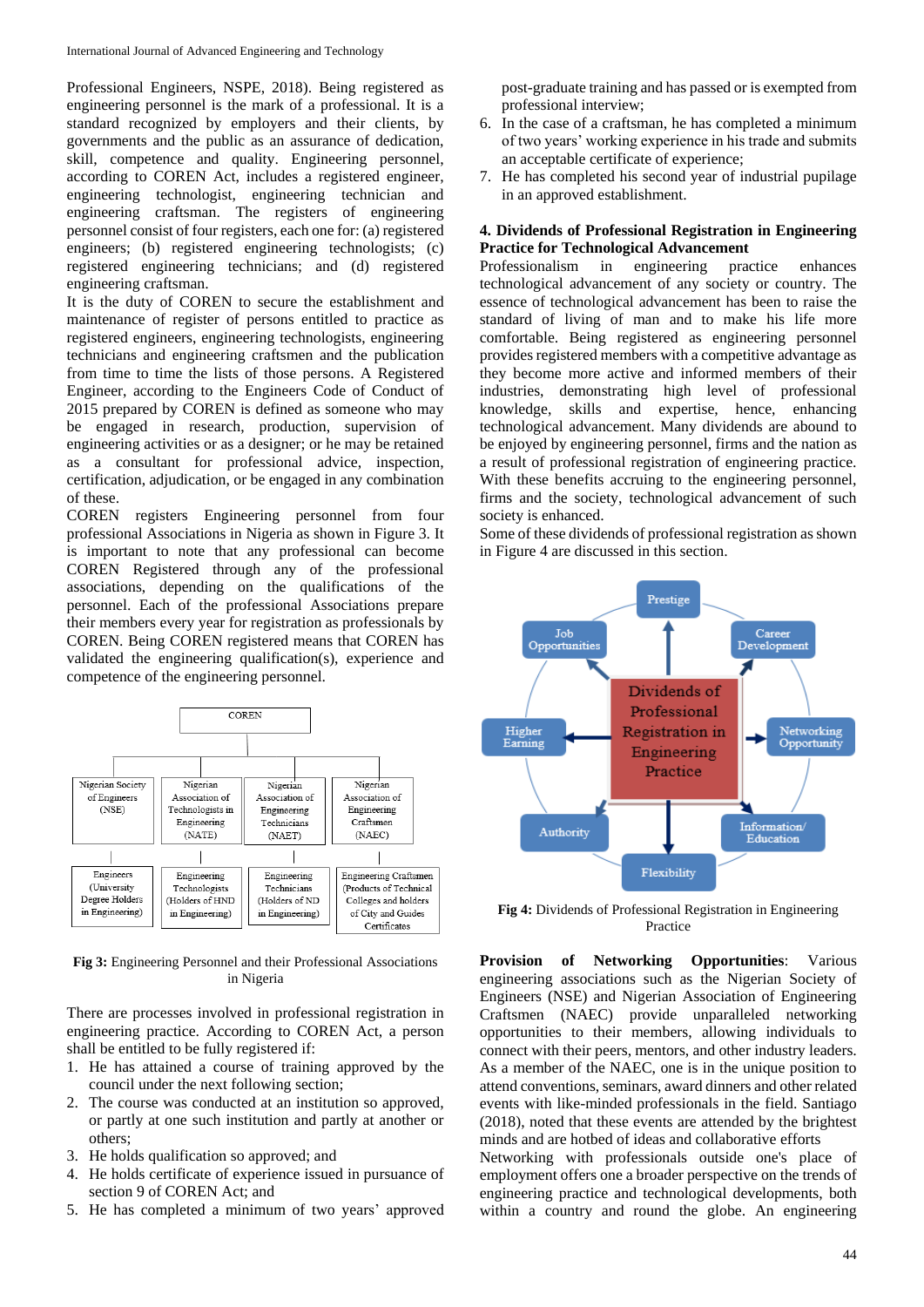Professional Engineers, NSPE, 2018). Being registered as engineering personnel is the mark of a professional. It is a standard recognized by employers and their clients, by governments and the public as an assurance of dedication, skill, competence and quality. Engineering personnel, according to COREN Act, includes a registered engineer, engineering technologist, engineering technician and engineering craftsman. The registers of engineering personnel consist of four registers, each one for: (a) registered engineers; (b) registered engineering technologists; (c) registered engineering technicians; and (d) registered engineering craftsman.

It is the duty of COREN to secure the establishment and maintenance of register of persons entitled to practice as registered engineers, engineering technologists, engineering technicians and engineering craftsmen and the publication from time to time the lists of those persons. A Registered Engineer, according to the Engineers Code of Conduct of 2015 prepared by COREN is defined as someone who may be engaged in research, production, supervision of engineering activities or as a designer; or he may be retained as a consultant for professional advice, inspection, certification, adjudication, or be engaged in any combination of these.

COREN registers Engineering personnel from four professional Associations in Nigeria as shown in Figure 3. It is important to note that any professional can become COREN Registered through any of the professional associations, depending on the qualifications of the personnel. Each of the professional Associations prepare their members every year for registration as professionals by COREN. Being COREN registered means that COREN has validated the engineering qualification(s), experience and competence of the engineering personnel.

**Fig 3:** Engineering Personnel and their Professional Associations in Nigeria

There are processes involved in professional registration in engineering practice. According to COREN Act, a person shall be entitled to be fully registered if:

1. He has attained a course of training approved by the council under the next following section;
2. The course was conducted at an institution so approved, or partly at one such institution and partly at another or others;
3. He holds qualification so approved; and
4. He holds certificate of experience issued in pursuance of section 9 of COREN Act; and
5. He has completed a minimum of two years' approved post-graduate training and has passed or is exempted from professional interview;
6. In the case of a craftsman, he has completed a minimum of two years' working experience in his trade and submits an acceptable certificate of experience;
7. He has completed his second year of industrial pupilage in an approved establishment.

## 4. Dividends of Professional Registration in Engineering Practice for Technological Advancement

Professionalism in engineering practice enhances technological advancement of any society or country. The essence of technological advancement has been to raise the standard of living of man and to make his life more comfortable. Being registered as engineering personnel provides registered members with a competitive advantage as they become more active and informed members of their industries, demonstrating high level of professional knowledge, skills and expertise, hence, enhancing technological advancement. Many dividends are abound to be enjoyed by engineering personnel, firms and the nation as a result of professional registration of engineering practice. With these benefits accruing to the engineering personnel, firms and the society, technological advancement of such society is enhanced.

Some of these dividends of professional registration as shown in Figure 4 are discussed in this section.

**Fig 4:** Dividends of Professional Registration in Engineering Practice

**Provision of Networking Opportunities**: Various engineering associations such as the Nigerian Society of Engineers (NSE) and Nigerian Association of Engineering Craftsmen (NAEC) provide unparalleled networking opportunities to their members, allowing individuals to connect with their peers, mentors, and other industry leaders. As a member of the NAEC, one is in the unique position to attend conventions, seminars, award dinners and other related events with like-minded professionals in the field. Santiago (2018), noted that these events are attended by the brightest minds and are hotbed of ideas and collaborative efforts

Networking with professionals outside one's place of employment offers one a broader perspective on the trends of engineering practice and technological developments, both within a country and round the globe. An engineering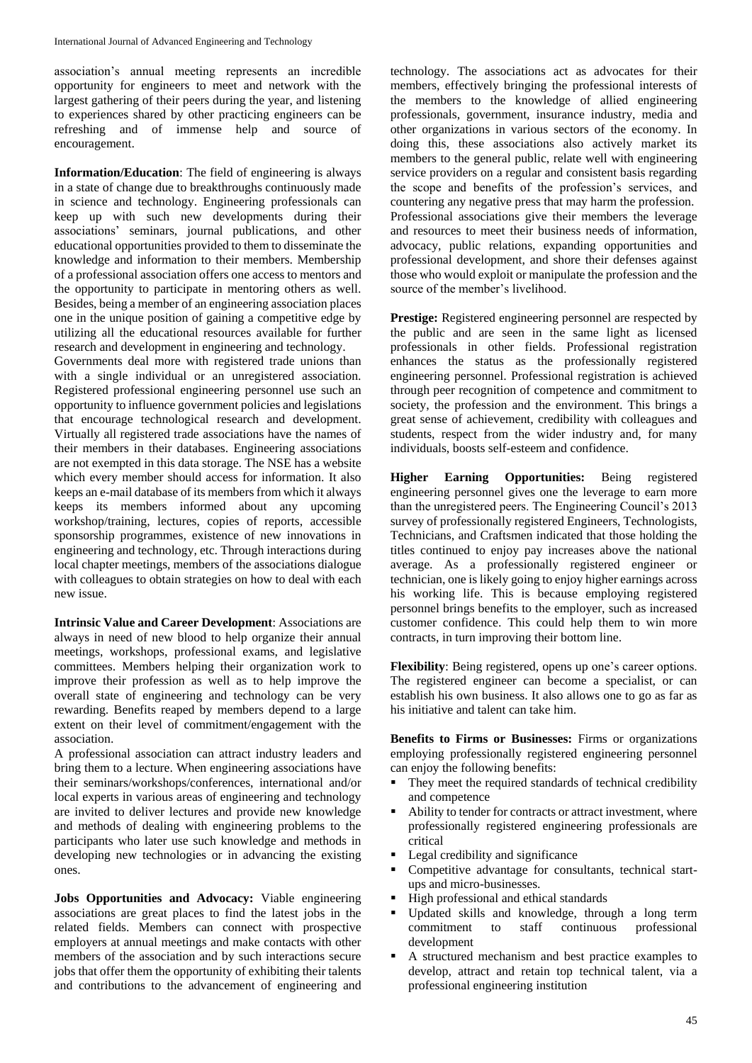association's annual meeting represents an incredible opportunity for engineers to meet and network with the largest gathering of their peers during the year, and listening to experiences shared by other practicing engineers can be refreshing and of immense help and source of encouragement.

**Information/Education**: The field of engineering is always in a state of change due to breakthroughs continuously made in science and technology. Engineering professionals can keep up with such new developments during their associations' seminars, journal publications, and other educational opportunities provided to them to disseminate the knowledge and information to their members. Membership of a professional association offers one access to mentors and the opportunity to participate in mentoring others as well. Besides, being a member of an engineering association places one in the unique position of gaining a competitive edge by utilizing all the educational resources available for further research and development in engineering and technology.

Governments deal more with registered trade unions than with a single individual or an unregistered association. Registered professional engineering personnel use such an opportunity to influence government policies and legislations that encourage technological research and development. Virtually all registered trade associations have the names of their members in their databases. Engineering associations are not exempted in this data storage. The NSE has a website which every member should access for information. It also keeps an e-mail database of its members from which it always keeps its members informed about any upcoming workshop/training, lectures, copies of reports, accessible sponsorship programmes, existence of new innovations in engineering and technology, etc. Through interactions during local chapter meetings, members of the associations dialogue with colleagues to obtain strategies on how to deal with each new issue.

**Intrinsic Value and Career Development**: Associations are always in need of new blood to help organize their annual meetings, workshops, professional exams, and legislative committees. Members helping their organization work to improve their profession as well as to help improve the overall state of engineering and technology can be very rewarding. Benefits reaped by members depend to a large extent on their level of commitment/engagement with the association.

A professional association can attract industry leaders and bring them to a lecture. When engineering associations have their seminars/workshops/conferences, international and/or local experts in various areas of engineering and technology are invited to deliver lectures and provide new knowledge and methods of dealing with engineering problems to the participants who later use such knowledge and methods in developing new technologies or in advancing the existing ones.

**Jobs Opportunities and Advocacy:** Viable engineering associations are great places to find the latest jobs in the related fields. Members can connect with prospective employers at annual meetings and make contacts with other members of the association and by such interactions secure jobs that offer them the opportunity of exhibiting their talents and contributions to the advancement of engineering and technology. The associations act as advocates for their members, effectively bringing the professional interests of the members to the knowledge of allied engineering professionals, government, insurance industry, media and other organizations in various sectors of the economy. In doing this, these associations also actively market its members to the general public, relate well with engineering service providers on a regular and consistent basis regarding the scope and benefits of the profession's services, and countering any negative press that may harm the profession. Professional associations give their members the leverage and resources to meet their business needs of information, advocacy, public relations, expanding opportunities and professional development, and shore their defenses against those who would exploit or manipulate the profession and the source of the member's livelihood.

**Prestige:** Registered engineering personnel are respected by the public and are seen in the same light as licensed professionals in other fields. Professional registration enhances the status as the professionally registered engineering personnel. Professional registration is achieved through peer recognition of competence and commitment to society, the profession and the environment. This brings a great sense of achievement, credibility with colleagues and students, respect from the wider industry and, for many individuals, boosts self-esteem and confidence.

**Higher Earning Opportunities:** Being registered engineering personnel gives one the leverage to earn more than the unregistered peers. The Engineering Council's 2013 survey of professionally registered Engineers, Technologists, Technicians, and Craftsmen indicated that those holding the titles continued to enjoy pay increases above the national average. As a professionally registered engineer or technician, one is likely going to enjoy higher earnings across his working life. This is because employing registered personnel brings benefits to the employer, such as increased customer confidence. This could help them to win more contracts, in turn improving their bottom line.

**Flexibility**: Being registered, opens up one's career options. The registered engineer can become a specialist, or can establish his own business. It also allows one to go as far as his initiative and talent can take him.

**Benefits to Firms or Businesses:** Firms or organizations employing professionally registered engineering personnel can enjoy the following benefits:

- They meet the required standards of technical credibility and competence
- Ability to tender for contracts or attract investment, where professionally registered engineering professionals are critical
- Legal credibility and significance
- Competitive advantage for consultants, technical start-ups and micro-businesses.
- High professional and ethical standards
- Updated skills and knowledge, through a long term commitment to staff continuous professional development
- A structured mechanism and best practice examples to develop, attract and retain top technical talent, via a professional engineering institution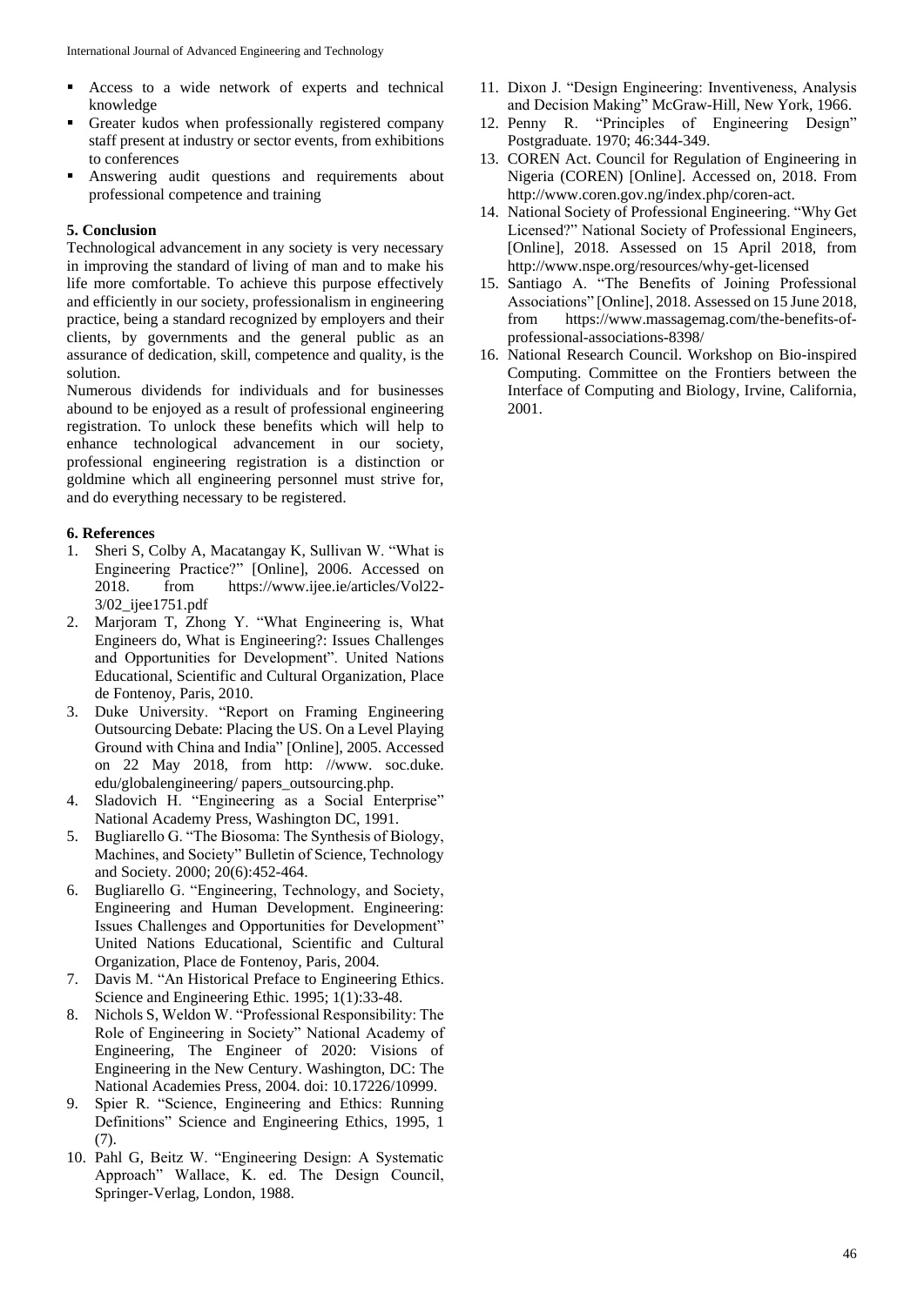- Access to a wide network of experts and technical knowledge
- Greater kudos when professionally registered company staff present at industry or sector events, from exhibitions to conferences
- Answering audit questions and requirements about professional competence and training

## 5. Conclusion

Technological advancement in any society is very necessary in improving the standard of living of man and to make his life more comfortable. To achieve this purpose effectively and efficiently in our society, professionalism in engineering practice, being a standard recognized by employers and their clients, by governments and the general public as an assurance of dedication, skill, competence and quality, is the solution.

Numerous dividends for individuals and for businesses abound to be enjoyed as a result of professional engineering registration. To unlock these benefits which will help to enhance technological advancement in our society, professional engineering registration is a distinction or goldmine which all engineering personnel must strive for, and do everything necessary to be registered.

## 6. References

1. Sheri S, Colby A, Macatangay K, Sullivan W. "What is Engineering Practice?" [Online], 2006. Accessed on 2018. from https://www.ijee.ie/articles/Vol22-3/02_ijee1751.pdf
2. Marjoram T, Zhong Y. "What Engineering is, What Engineers do, What is Engineering?: Issues Challenges and Opportunities for Development". United Nations Educational, Scientific and Cultural Organization, Place de Fontenoy, Paris, 2010.
3. Duke University. "Report on Framing Engineering Outsourcing Debate: Placing the US. On a Level Playing Ground with China and India" [Online], 2005. Accessed on 22 May 2018, from http: //www. soc.duke. edu/globalengineering/ papers_outsourcing.php.
4. Sladovich H. "Engineering as a Social Enterprise" National Academy Press, Washington DC, 1991.
5. Bugliarello G. "The Biosoma: The Synthesis of Biology, Machines, and Society" Bulletin of Science, Technology and Society. 2000; 20(6):452-464.
6. Bugliarello G. "Engineering, Technology, and Society, Engineering and Human Development. Engineering: Issues Challenges and Opportunities for Development" United Nations Educational, Scientific and Cultural Organization, Place de Fontenoy, Paris, 2004.
7. Davis M. "An Historical Preface to Engineering Ethics. Science and Engineering Ethic. 1995; 1(1):33-48.
8. Nichols S, Weldon W. "Professional Responsibility: The Role of Engineering in Society" National Academy of Engineering, The Engineer of 2020: Visions of Engineering in the New Century. Washington, DC: The National Academies Press, 2004. doi: 10.17226/10999.
9. Spier R. "Science, Engineering and Ethics: Running Definitions" Science and Engineering Ethics, 1995, 1 (7).
10. Pahl G, Beitz W. "Engineering Design: A Systematic Approach" Wallace, K. ed. The Design Council, Springer-Verlag, London, 1988.
11. Dixon J. "Design Engineering: Inventiveness, Analysis and Decision Making" McGraw-Hill, New York, 1966.
12. Penny R. "Principles of Engineering Design" Postgraduate. 1970; 46:344-349.
13. COREN Act. Council for Regulation of Engineering in Nigeria (COREN) [Online]. Accessed on, 2018. From http://www.coren.gov.ng/index.php/coren-act.
14. National Society of Professional Engineering. "Why Get Licensed?" National Society of Professional Engineers, [Online], 2018. Assessed on 15 April 2018, from http://www.nspe.org/resources/why-get-licensed
15. Santiago A. "The Benefits of Joining Professional Associations" [Online], 2018. Assessed on 15 June 2018, from https://www.massagemag.com/the-benefits-of-professional-associations-8398/
16. National Research Council. Workshop on Bio-inspired Computing. Committee on the Frontiers between the Interface of Computing and Biology, Irvine, California, 2001.